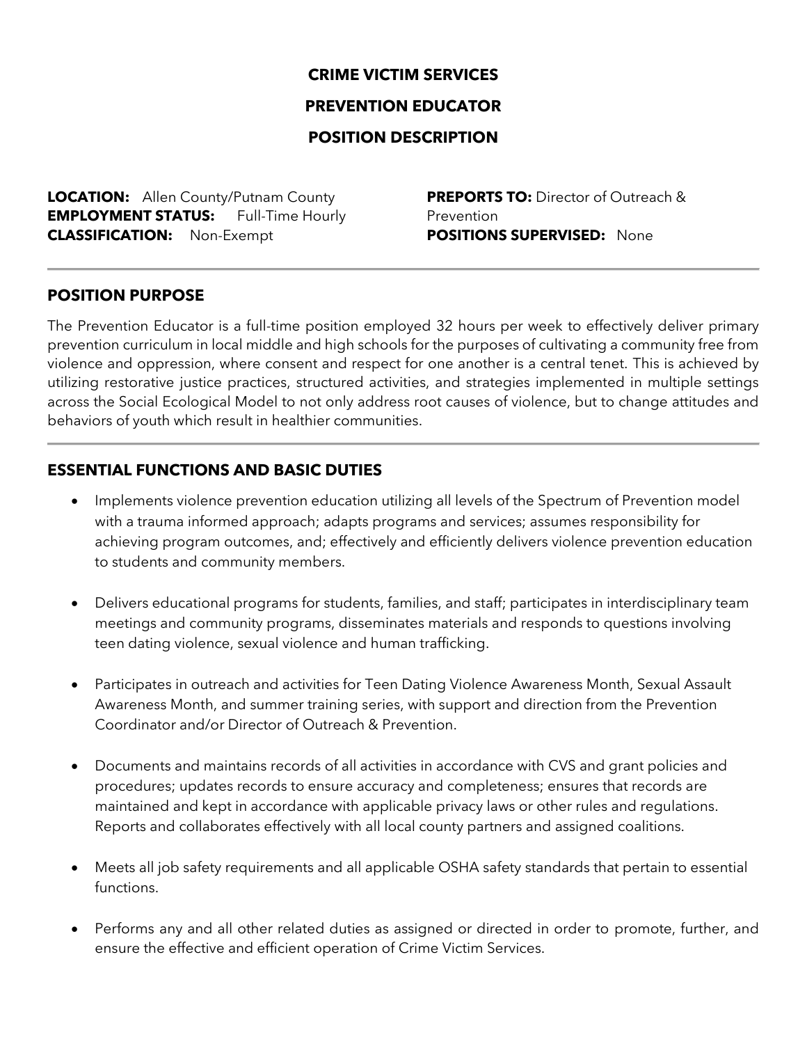**CRIME VICTIM SERVICES**

**PREVENTION EDUCATOR**

**POSITION DESCRIPTION**

**LOCATION:** Allen County/Putnam County
**EMPLOYMENT STATUS:** Full-Time Hourly
**CLASSIFICATION:** Non-Exempt

**PREPORTS TO:** Director of Outreach & Prevention
**POSITIONS SUPERVISED:** None

---

## POSITION PURPOSE

The Prevention Educator is a full-time position employed 32 hours per week to effectively deliver primary prevention curriculum in local middle and high schools for the purposes of cultivating a community free from violence and oppression, where consent and respect for one another is a central tenet. This is achieved by utilizing restorative justice practices, structured activities, and strategies implemented in multiple settings across the Social Ecological Model to not only address root causes of violence, but to change attitudes and behaviors of youth which result in healthier communities.

---

## ESSENTIAL FUNCTIONS AND BASIC DUTIES

- Implements violence prevention education utilizing all levels of the Spectrum of Prevention model with a trauma informed approach; adapts programs and services; assumes responsibility for achieving program outcomes, and; effectively and efficiently delivers violence prevention education to students and community members.

- Delivers educational programs for students, families, and staff; participates in interdisciplinary team meetings and community programs, disseminates materials and responds to questions involving teen dating violence, sexual violence and human trafficking.

- Participates in outreach and activities for Teen Dating Violence Awareness Month, Sexual Assault Awareness Month, and summer training series, with support and direction from the Prevention Coordinator and/or Director of Outreach & Prevention.

- Documents and maintains records of all activities in accordance with CVS and grant policies and procedures; updates records to ensure accuracy and completeness; ensures that records are maintained and kept in accordance with applicable privacy laws or other rules and regulations. Reports and collaborates effectively with all local county partners and assigned coalitions.

- Meets all job safety requirements and all applicable OSHA safety standards that pertain to essential functions.

- Performs any and all other related duties as assigned or directed in order to promote, further, and ensure the effective and efficient operation of Crime Victim Services.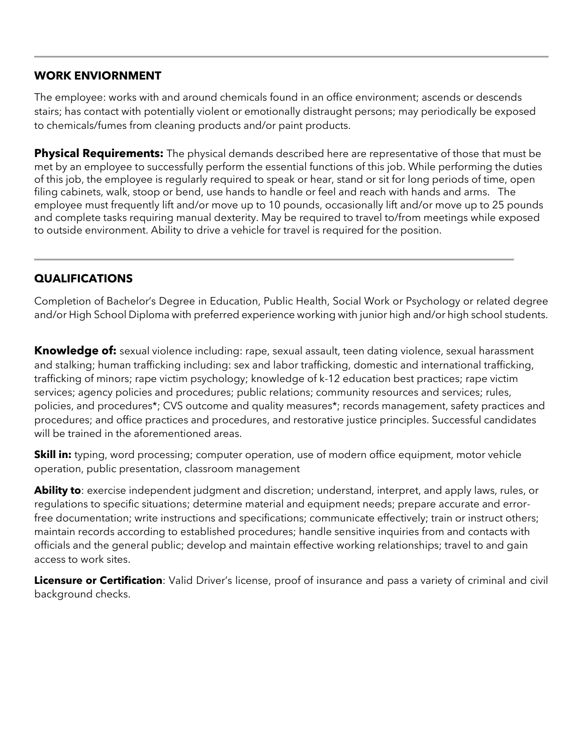## WORK ENVIORNMENT

The employee: works with and around chemicals found in an office environment; ascends or descends stairs; has contact with potentially violent or emotionally distraught persons; may periodically be exposed to chemicals/fumes from cleaning products and/or paint products.

**Physical Requirements:** The physical demands described here are representative of those that must be met by an employee to successfully perform the essential functions of this job. While performing the duties of this job, the employee is regularly required to speak or hear, stand or sit for long periods of time, open filing cabinets, walk, stoop or bend, use hands to handle or feel and reach with hands and arms. The employee must frequently lift and/or move up to 10 pounds, occasionally lift and/or move up to 25 pounds and complete tasks requiring manual dexterity. May be required to travel to/from meetings while exposed to outside environment. Ability to drive a vehicle for travel is required for the position.

---

## QUALIFICATIONS

Completion of Bachelor's Degree in Education, Public Health, Social Work or Psychology or related degree and/or High School Diploma with preferred experience working with junior high and/or high school students.

**Knowledge of:** sexual violence including: rape, sexual assault, teen dating violence, sexual harassment and stalking; human trafficking including: sex and labor trafficking, domestic and international trafficking, trafficking of minors; rape victim psychology; knowledge of k-12 education best practices; rape victim services; agency policies and procedures; public relations; community resources and services; rules, policies, and procedures*; CVS outcome and quality measures*; records management, safety practices and procedures; and office practices and procedures, and restorative justice principles. Successful candidates will be trained in the aforementioned areas.

**Skill in:** typing, word processing; computer operation, use of modern office equipment, motor vehicle operation, public presentation, classroom management

**Ability to**: exercise independent judgment and discretion; understand, interpret, and apply laws, rules, or regulations to specific situations; determine material and equipment needs; prepare accurate and error-free documentation; write instructions and specifications; communicate effectively; train or instruct others; maintain records according to established procedures; handle sensitive inquiries from and contacts with officials and the general public; develop and maintain effective working relationships; travel to and gain access to work sites.

**Licensure or Certification**: Valid Driver's license, proof of insurance and pass a variety of criminal and civil background checks.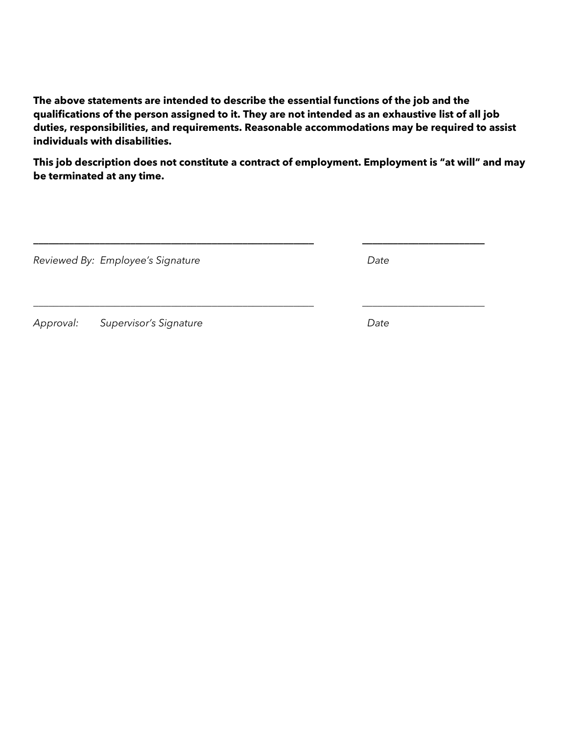**The above statements are intended to describe the essential functions of the job and the qualifications of the person assigned to it. They are not intended as an exhaustive list of all job duties, responsibilities, and requirements. Reasonable accommodations may be required to assist individuals with disabilities.**

**This job description does not constitute a contract of employment. Employment is "at will" and may be terminated at any time.**

\_\_\_\_\_\_\_\_\_\_\_\_\_\_\_\_\_\_\_\_\_\_\_\_\_\_\_\_\_\_\_\_\_\_\_\_\_\_\_\_\_\_\_\_\_\_\_\_\_\_\_\_ \_\_\_\_\_\_\_\_\_\_\_\_\_\_\_\_\_\_\_\_\_\_\_

*Reviewed By: Employee's Signature* *Date*

\_\_\_\_\_\_\_\_\_\_\_\_\_\_\_\_\_\_\_\_\_\_\_\_\_\_\_\_\_\_\_\_\_\_\_\_\_\_\_\_\_\_\_\_\_\_\_\_\_\_\_\_ \_\_\_\_\_\_\_\_\_\_\_\_\_\_\_\_\_\_\_\_\_\_\_

*Approval: Supervisor's Signature* *Date*